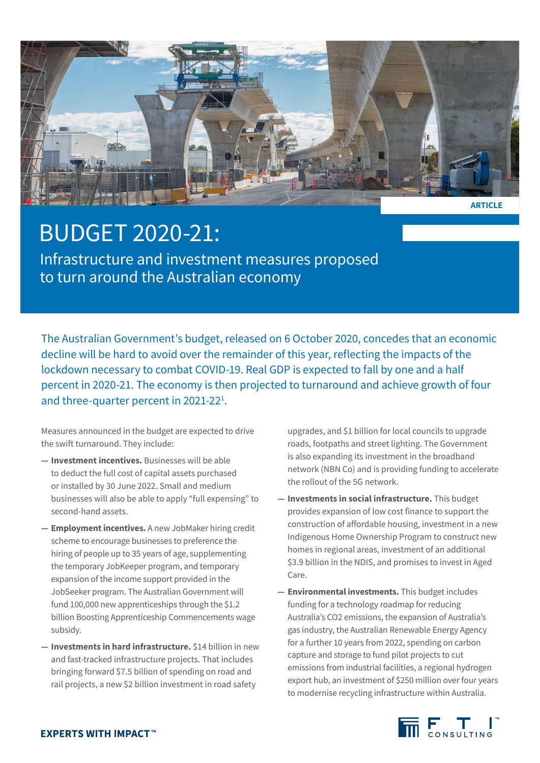ARTICLE

# BUDGET 2020-21:

## Infrastructure and investment measures proposed to turn around the Australian economy

The Australian Government's budget, released on 6 October 2020, concedes that an economic decline will be hard to avoid over the remainder of this year, reflecting the impacts of the lockdown necessary to combat COVID-19. Real GDP is expected to fall by one and a half percent in 2020-21. The economy is then projected to turnaround and achieve growth of four and three-quarter percent in 2021-22[1].

Measures announced in the budget are expected to drive the swift turnaround. They include:

- **Investment incentives.** Businesses will be able to deduct the full cost of capital assets purchased or installed by 30 June 2022. Small and medium businesses will also be able to apply "full expensing" to second-hand assets.
- **Employment incentives.** A new JobMaker hiring credit scheme to encourage businesses to preference the hiring of people up to 35 years of age, supplementing the temporary JobKeeper program, and temporary expansion of the income support provided in the JobSeeker program. The Australian Government will fund 100,000 new apprenticeships through the $1.2 billion Boosting Apprenticeship Commencements wage subsidy.
- **Investments in hard infrastructure.** $14 billion in new and fast-tracked infrastructure projects. That includes bringing forward $7.5 billion of spending on road and rail projects, a new $2 billion investment in road safety upgrades, and $1 billion for local councils to upgrade roads, footpaths and street lighting. The Government is also expanding its investment in the broadband network (NBN Co) and is providing funding to accelerate the rollout of the 5G network.
- **Investments in social infrastructure.** This budget provides expansion of low cost finance to support the construction of affordable housing, investment in a new Indigenous Home Ownership Program to construct new homes in regional areas, investment of an additional $3.9 billion in the NDIS, and promises to invest in Aged Care.
- **Environmental investments.** This budget includes funding for a technology roadmap for reducing Australia's $CO_2$ emissions, the expansion of Australia's gas industry, the Australian Renewable Energy Agency for a further 10 years from 2022, spending on carbon capture and storage to fund pilot projects to cut emissions from industrial facilities, a regional hydrogen export hub, an investment of $250 million over four years to modernise recycling infrastructure within Australia.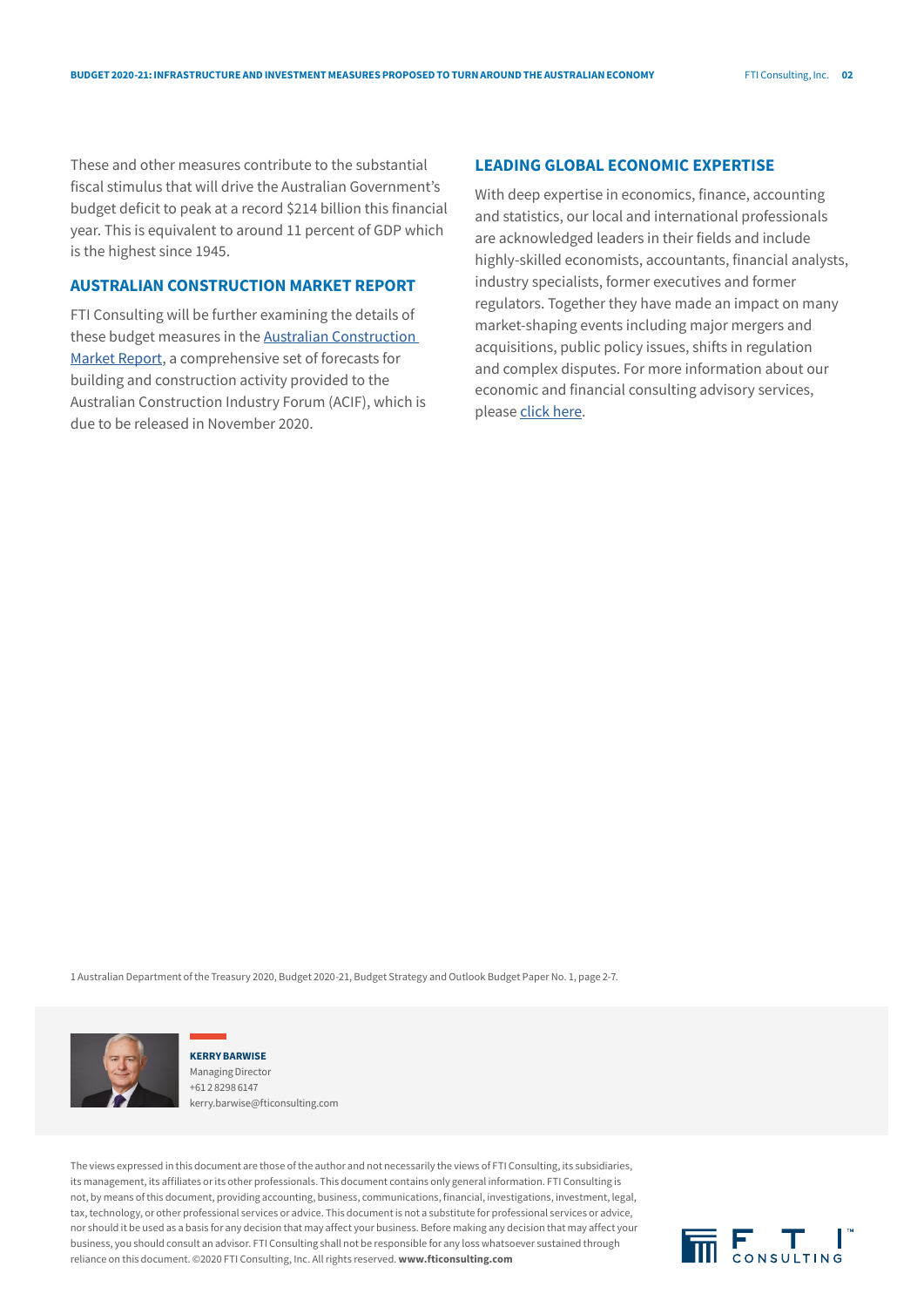These and other measures contribute to the substantial fiscal stimulus that will drive the Australian Government's budget deficit to peak at a record $214 billion this financial year. This is equivalent to around 11 percent of GDP which is the highest since 1945.

## AUSTRALIAN CONSTRUCTION MARKET REPORT

FTI Consulting will be further examining the details of these budget measures in the Australian Construction Market Report, a comprehensive set of forecasts for building and construction activity provided to the Australian Construction Industry Forum (ACIF), which is due to be released in November 2020.

## LEADING GLOBAL ECONOMIC EXPERTISE

With deep expertise in economics, finance, accounting and statistics, our local and international professionals are acknowledged leaders in their fields and include highly-skilled economists, accountants, financial analysts, industry specialists, former executives and former regulators. Together they have made an impact on many market-shaping events including major mergers and acquisitions, public policy issues, shifts in regulation and complex disputes. For more information about our economic and financial consulting advisory services, please click here.

1 Australian Department of the Treasury 2020, Budget 2020-21, Budget Strategy and Outlook Budget Paper No. 1, page 2-7.

**KERRY BARWISE**
Managing Director
+61 2 8298 6147
kerry.barwise@fticonsulting.com

The views expressed in this document are those of the author and not necessarily the views of FTI Consulting, its subsidiaries, its management, its affiliates or its other professionals. This document contains only general information. FTI Consulting is not, by means of this document, providing accounting, business, communications, financial, investigations, investment, legal, tax, technology, or other professional services or advice. This document is not a substitute for professional services or advice, nor should it be used as a basis for any decision that may affect your business. Before making any decision that may affect your business, you should consult an advisor. FTI Consulting shall not be responsible for any loss whatsoever sustained through reliance on this document. ©2020 FTI Consulting, Inc. All rights reserved. **www.fticonsulting.com**